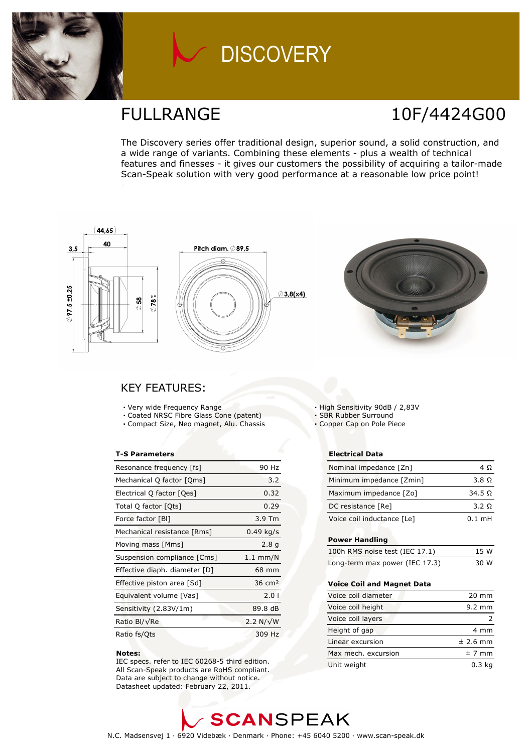# DISCOVERY

## FULLRANGE

## 10F/4424G00

The Discovery series offer traditional design, superior sound, a solid construction, and a wide range of variants. Combining these elements - plus a wealth of technical features and finesses - it gives our customers the possibility of acquiring a tailor-made Scan-Speak solution with very good performance at a reasonable low price point!

## KEY FEATURES:

- Very wide Frequency Range
- Coated NRSC Fibre Glass Cone (patent)
- Compact Size, Neo magnet, Alu. Chassis
- High Sensitivity 90dB / 2,83V
- SBR Rubber Surround
- Copper Cap on Pole Piece

### T-S Parameters

| Parameter | Value |
|---|---|
| Resonance frequency [fs] | 90 Hz |
| Mechanical Q factor [Qms] | 3.2 |
| Electrical Q factor [Qes] | 0.32 |
| Total Q factor [Qts] | 0.29 |
| Force factor [Bl] | 3.9 Tm |
| Mechanical resistance [Rms] | 0.49 kg/s |
| Moving mass [Mms] | 2.8 g |
| Suspension compliance [Cms] | 1.1 mm/N |
| Effective diaph. diameter [D] | 68 mm |
| Effective piston area [Sd] | 36 cm² |
| Equivalent volume [Vas] | 2.0 l |
| Sensitivity (2.83V/1m) | 89.8 dB |
| Ratio Bl/√Re | 2.2 N/√W |
| Ratio fs/Qts | 309 Hz |

**Notes:**
IEC specs. refer to IEC 60268-5 third edition.
All Scan-Speak products are RoHS compliant.
Data are subject to change without notice.
Datasheet updated: February 22, 2011.

### Electrical Data

| Parameter | Value |
|---|---|
| Nominal impedance [Zn] | 4 Ω |
| Minimum impedance [Zmin] | 3.8 Ω |
| Maximum impedance [Zo] | 34.5 Ω |
| DC resistance [Re] | 3.2 Ω |
| Voice coil inductance [Le] | 0.1 mH |

### Power Handling

| Parameter | Value |
|---|---|
| 100h RMS noise test (IEC 17.1) | 15 W |
| Long-term max power (IEC 17.3) | 30 W |

### Voice Coil and Magnet Data

| Parameter | Value |
|---|---|
| Voice coil diameter | 20 mm |
| Voice coil height | 9.2 mm |
| Voice coil layers | 2 |
| Height of gap | 4 mm |
| Linear excursion | ± 2.6 mm |
| Max mech. excursion | ± 7 mm |
| Unit weight | 0.3 kg |

SCANSPEAK

N.C. Madsensvej 1 · 6920 Videbæk · Denmark · Phone: +45 6040 5200 · www.scan-speak.dk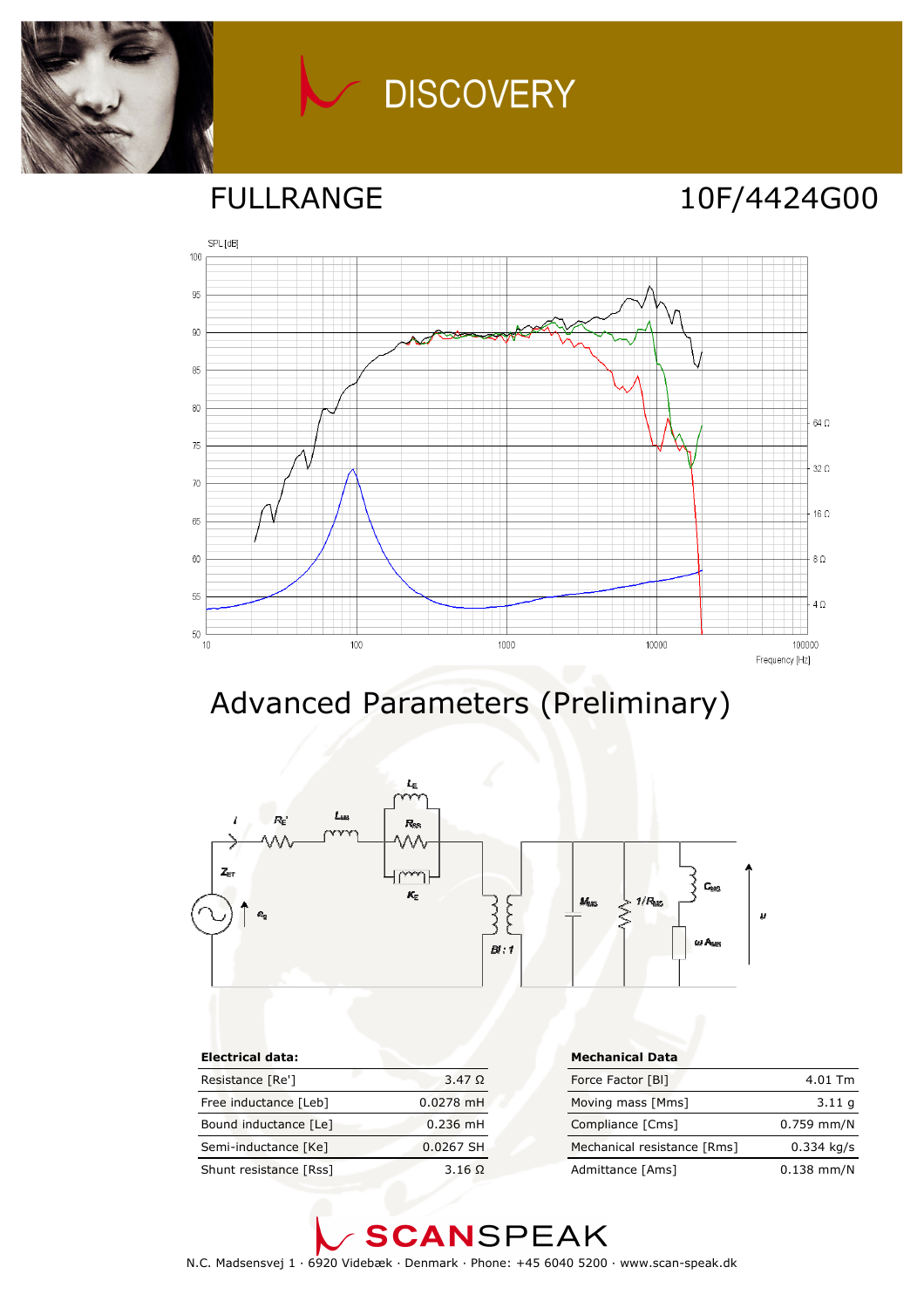# DISCOVERY

## FULLRANGE

## 10F/4424G00

SPL [dB]

100
95
90
85
80
75
70
65
60
55
50

64 Ω
32 Ω
16 Ω
8 Ω
4 Ω

10
100
1000
10000
100000

Frequency [Hz]

# Advanced Parameters (Preliminary)

$L_E$
$i$
$R_E'$
$L_{eb}$
$R_{SS}$
$Z_{ET}$
$K_E$
$e_g$
$M_{MS}$
$1/R_{MS}$
$C_{MS}$
$u$
$\omega A_{MS}$
$Bl : 1$

| **Electrical data:** | |
|---|---|
| Resistance [Re'] | 3.47 Ω |
| Free inductance [Leb] | 0.0278 mH |
| Bound inductance [Le] | 0.236 mH |
| Semi-inductance [Ke] | 0.0267 SH |
| Shunt resistance [Rss] | 3.16 Ω |

| **Mechanical Data** | |
|---|---|
| Force Factor [Bl] | 4.01 Tm |
| Moving mass [Mms] | 3.11 g |
| Compliance [Cms] | 0.759 mm/N |
| Mechanical resistance [Rms] | 0.334 kg/s |
| Admittance [Ams] | 0.138 mm/N |

SCANSPEAK

N.C. Madsensvej 1 · 6920 Videbæk · Denmark · Phone: +45 6040 5200 · www.scan-speak.dk